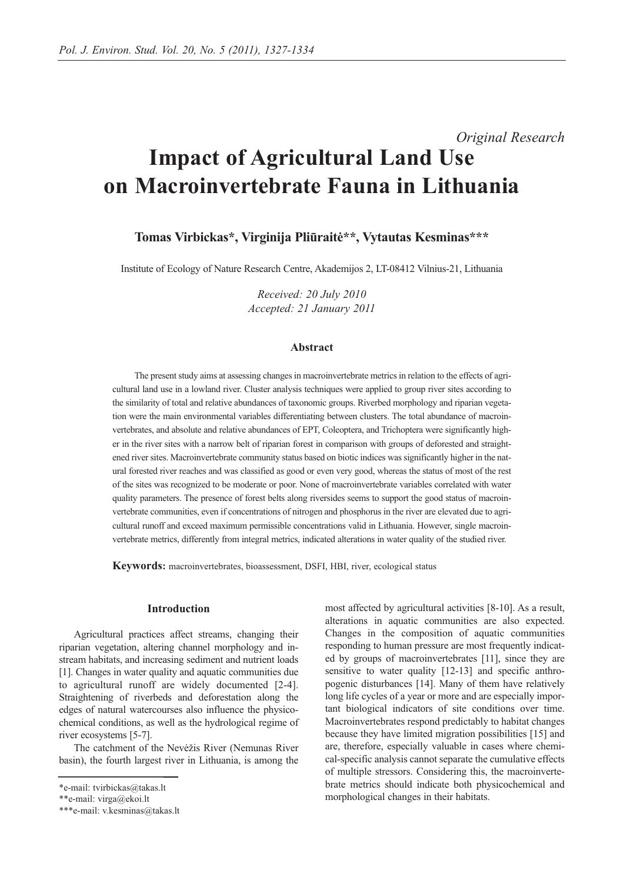*Original Research*

# Impact of Agricultural Land Use on Macroinvertebrate Fauna in Lithuania

**Tomas Virbickas*, Virginija Pliūraitė**, Vytautas Kesminas*****

Institute of Ecology of Nature Research Centre, Akademijos 2, LT-08412 Vilnius-21, Lithuania

*Received: 20 July 2010*
*Accepted: 21 January 2011*

## Abstract

The present study aims at assessing changes in macroinvertebrate metrics in relation to the effects of agricultural land use in a lowland river. Cluster analysis techniques were applied to group river sites according to the similarity of total and relative abundances of taxonomic groups. Riverbed morphology and riparian vegetation were the main environmental variables differentiating between clusters. The total abundance of macroinvertebrates, and absolute and relative abundances of EPT, Coleoptera, and Trichoptera were significantly higher in the river sites with a narrow belt of riparian forest in comparison with groups of deforested and straightened river sites. Macroinvertebrate community status based on biotic indices was significantly higher in the natural forested river reaches and was classified as good or even very good, whereas the status of most of the rest of the sites was recognized to be moderate or poor. None of macroinvertebrate variables correlated with water quality parameters. The presence of forest belts along riversides seems to support the good status of macroinvertebrate communities, even if concentrations of nitrogen and phosphorus in the river are elevated due to agricultural runoff and exceed maximum permissible concentrations valid in Lithuania. However, single macroinvertebrate metrics, differently from integral metrics, indicated alterations in water quality of the studied river.

**Keywords:** macroinvertebrates, bioassessment, DSFI, HBI, river, ecological status

## Introduction

Agricultural practices affect streams, changing their riparian vegetation, altering channel morphology and in-stream habitats, and increasing sediment and nutrient loads [1]. Changes in water quality and aquatic communities due to agricultural runoff are widely documented [2-4]. Straightening of riverbeds and deforestation along the edges of natural watercourses also influence the physicochemical conditions, as well as the hydrological regime of river ecosystems [5-7].

The catchment of the Nevėžis River (Nemunas River basin), the fourth largest river in Lithuania, is among the most affected by agricultural activities [8-10]. As a result, alterations in aquatic communities are also expected. Changes in the composition of aquatic communities responding to human pressure are most frequently indicated by groups of macroinvertebrates [11], since they are sensitive to water quality [12-13] and specific anthropogenic disturbances [14]. Many of them have relatively long life cycles of a year or more and are especially important biological indicators of site conditions over time. Macroinvertebrates respond predictably to habitat changes because they have limited migration possibilities [15] and are, therefore, especially valuable in cases where chemical-specific analysis cannot separate the cumulative effects of multiple stressors. Considering this, the macroinvertebrate metrics should indicate both physicochemical and morphological changes in their habitats.

*e-mail: tvirbickas@takas.lt
**e-mail: virga@ekoi.lt
***e-mail: v.kesminas@takas.lt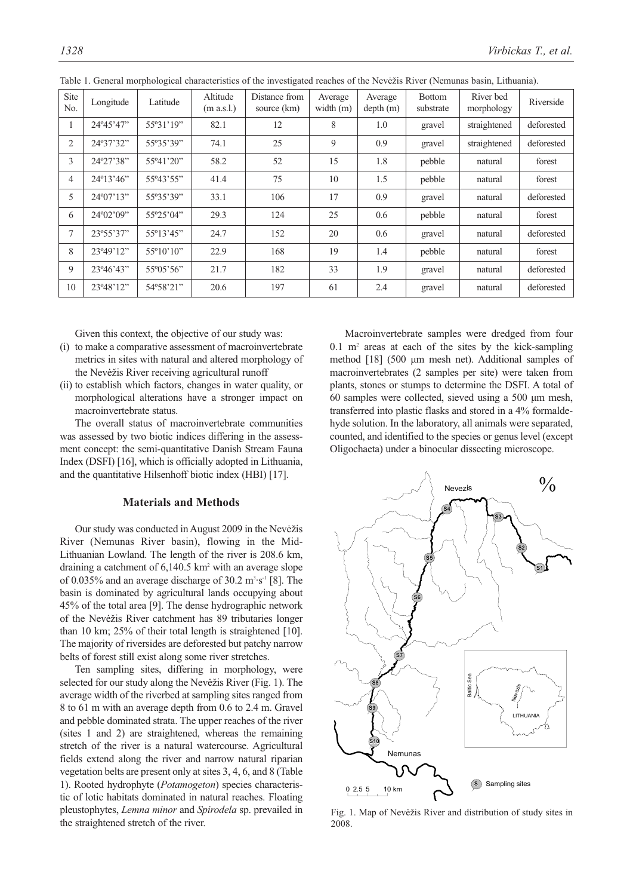Table 1. General morphological characteristics of the investigated reaches of the Nevėžis River (Nemunas basin, Lithuania).

| Site No. | Longitude | Latitude | Altitude (m a.s.l.) | Distance from source (km) | Average width (m) | Average depth (m) | Bottom substrate | River bed morphology | Riverside |
|---|---|---|---|---|---|---|---|---|---|
| 1 | 24º45'47" | 55º31'19" | 82.1 | 12 | 8 | 1.0 | gravel | straightened | deforested |
| 2 | 24º37'32" | 55º35'39" | 74.1 | 25 | 9 | 0.9 | gravel | straightened | deforested |
| 3 | 24º27'38" | 55º41'20" | 58.2 | 52 | 15 | 1.8 | pebble | natural | forest |
| 4 | 24º13'46" | 55º43'55" | 41.4 | 75 | 10 | 1.5 | pebble | natural | forest |
| 5 | 24º07'13" | 55º35'39" | 33.1 | 106 | 17 | 0.9 | gravel | natural | deforested |
| 6 | 24º02'09" | 55º25'04" | 29.3 | 124 | 25 | 0.6 | pebble | natural | forest |
| 7 | 23º55'37" | 55º13'45" | 24.7 | 152 | 20 | 0.6 | gravel | natural | deforested |
| 8 | 23º49'12" | 55º10'10" | 22.9 | 168 | 19 | 1.4 | pebble | natural | forest |
| 9 | 23º46'43" | 55º05'56" | 21.7 | 182 | 33 | 1.9 | gravel | natural | deforested |
| 10 | 23º48'12" | 54º58'21" | 20.6 | 197 | 61 | 2.4 | gravel | natural | deforested |

Given this context, the objective of our study was:

(i) to make a comparative assessment of macroinvertebrate metrics in sites with natural and altered morphology of the Nevėžis River receiving agricultural runoff

(ii) to establish which factors, changes in water quality, or morphological alterations have a stronger impact on macroinvertebrate status.

The overall status of macroinvertebrate communities was assessed by two biotic indices differing in the assessment concept: the semi-quantitative Danish Stream Fauna Index (DSFI) [16], which is officially adopted in Lithuania, and the quantitative Hilsenhoff biotic index (HBI) [17].

## Materials and Methods

Our study was conducted in August 2009 in the Nevėžis River (Nemunas River basin), flowing in the Mid-Lithuanian Lowland. The length of the river is 208.6 km, draining a catchment of 6,140.5 km$^2$ with an average slope of 0.035% and an average discharge of 30.2 m$^3$·s$^{-1}$ [8]. The basin is dominated by agricultural lands occupying about 45% of the total area [9]. The dense hydrographic network of the Nevėžis River catchment has 89 tributaries longer than 10 km; 25% of their total length is straightened [10]. The majority of riversides are deforested but patchy narrow belts of forest still exist along some river stretches.

Ten sampling sites, differing in morphology, were selected for our study along the Nevėžis River (Fig. 1). The average width of the riverbed at sampling sites ranged from 8 to 61 m with an average depth from 0.6 to 2.4 m. Gravel and pebble dominated strata. The upper reaches of the river (sites 1 and 2) are straightened, whereas the remaining stretch of the river is a natural watercourse. Agricultural fields extend along the river and narrow natural riparian vegetation belts are present only at sites 3, 4, 6, and 8 (Table 1). Rooted hydrophyte (*Potamogeton*) species characteristic of lotic habitats dominated in natural reaches. Floating pleustophytes, *Lemna minor* and *Spirodela* sp. prevailed in the straightened stretch of the river.

Macroinvertebrate samples were dredged from four 0.1 m$^2$ areas at each of the sites by the kick-sampling method [18] (500 µm mesh net). Additional samples of macroinvertebrates (2 samples per site) were taken from plants, stones or stumps to determine the DSFI. A total of 60 samples were collected, sieved using a 500 µm mesh, transferred into plastic flasks and stored in a 4% formaldehyde solution. In the laboratory, all animals were separated, counted, and identified to the species or genus level (except Oligochaeta) under a binocular dissecting microscope.

Fig. 1. Map of Nevėžis River and distribution of study sites in 2008.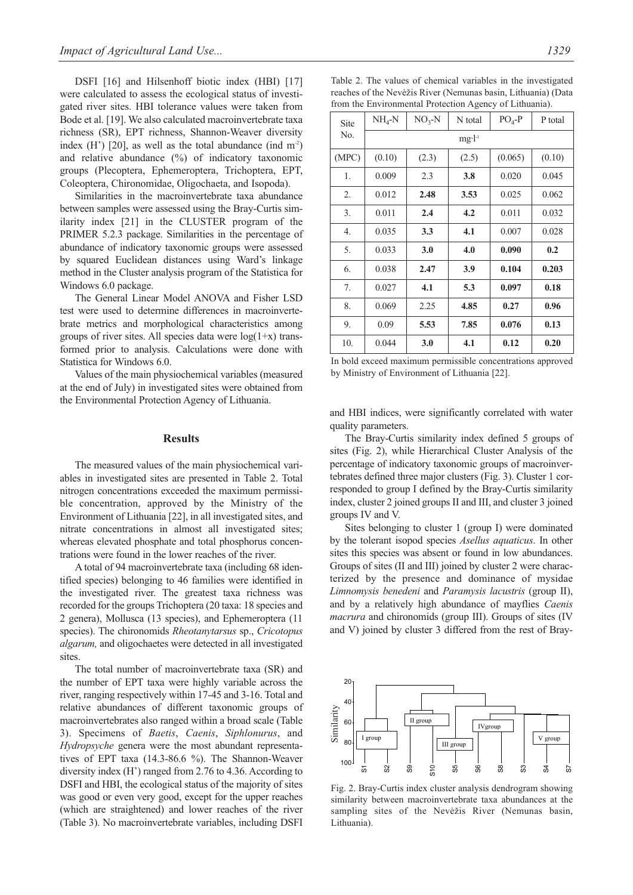DSFI [16] and Hilsenhoff biotic index (HBI) [17] were calculated to assess the ecological status of investigated river sites. HBI tolerance values were taken from Bode et al. [19]. We also calculated macroinvertebrate taxa richness (SR), EPT richness, Shannon-Weaver diversity index (H') [20], as well as the total abundance (ind $m^{-2}$) and relative abundance (%) of indicatory taxonomic groups (Plecoptera, Ephemeroptera, Trichoptera, EPT, Coleoptera, Chironomidae, Oligochaeta, and Isopoda).

Similarities in the macroinvertebrate taxa abundance between samples were assessed using the Bray-Curtis similarity index [21] in the CLUSTER program of the PRIMER 5.2.3 package. Similarities in the percentage of abundance of indicatory taxonomic groups were assessed by squared Euclidean distances using Ward's linkage method in the Cluster analysis program of the Statistica for Windows 6.0 package.

The General Linear Model ANOVA and Fisher LSD test were used to determine differences in macroinvertebrate metrics and morphological characteristics among groups of river sites. All species data were log(1+x) transformed prior to analysis. Calculations were done with Statistica for Windows 6.0.

Values of the main physiochemical variables (measured at the end of July) in investigated sites were obtained from the Environmental Protection Agency of Lithuania.

## Results

The measured values of the main physiochemical variables in investigated sites are presented in Table 2. Total nitrogen concentrations exceeded the maximum permissible concentration, approved by the Ministry of the Environment of Lithuania [22], in all investigated sites, and nitrate concentrations in almost all investigated sites; whereas elevated phosphate and total phosphorus concentrations were found in the lower reaches of the river.

A total of 94 macroinvertebrate taxa (including 68 identified species) belonging to 46 families were identified in the investigated river. The greatest taxa richness was recorded for the groups Trichoptera (20 taxa: 18 species and 2 genera), Mollusca (13 species), and Ephemeroptera (11 species). The chironomids *Rheotanytarsus* sp., *Cricotopus algarum,* and oligochaetes were detected in all investigated sites.

The total number of macroinvertebrate taxa (SR) and the number of EPT taxa were highly variable across the river, ranging respectively within 17-45 and 3-16. Total and relative abundances of different taxonomic groups of macroinvertebrates also ranged within a broad scale (Table 3). Specimens of *Baetis*, *Caenis*, *Siphlonurus*, and *Hydropsyche* genera were the most abundant representatives of EPT taxa (14.3-86.6 %). The Shannon-Weaver diversity index (H') ranged from 2.76 to 4.36. According to DSFI and HBI, the ecological status of the majority of sites was good or even very good, except for the upper reaches (which are straightened) and lower reaches of the river (Table 3). No macroinvertebrate variables, including DSFI and HBI indices, were significantly correlated with water quality parameters.

Table 2. The values of chemical variables in the investigated reaches of the Nevėžis River (Nemunas basin, Lithuania) (Data from the Environmental Protection Agency of Lithuania).

| Site No. | $NH_4$-N | $NO_3$-N | N total | $PO_4$-P | P total |
|---|---|---|---|---|---|
| | $mg{\cdot}l^{-1}$ | | | | |
| (MPC) | (0.10) | (2.3) | (2.5) | (0.065) | (0.10) |
| 1. | 0.009 | 2.3 | **3.8** | 0.020 | 0.045 |
| 2. | 0.012 | **2.48** | **3.53** | 0.025 | 0.062 |
| 3. | 0.011 | **2.4** | **4.2** | 0.011 | 0.032 |
| 4. | 0.035 | **3.3** | **4.1** | 0.007 | 0.028 |
| 5. | 0.033 | **3.0** | **4.0** | **0.090** | **0.2** |
| 6. | 0.038 | **2.47** | **3.9** | **0.104** | **0.203** |
| 7. | 0.027 | **4.1** | **5.3** | **0.097** | **0.18** |
| 8. | 0.069 | 2.25 | **4.85** | **0.27** | **0.96** |
| 9. | 0.09 | **5.53** | **7.85** | **0.076** | **0.13** |
| 10. | 0.044 | **3.0** | **4.1** | **0.12** | **0.20** |

In bold exceed maximum permissible concentrations approved by Ministry of Environment of Lithuania [22].

The Bray-Curtis similarity index defined 5 groups of sites (Fig. 2), while Hierarchical Cluster Analysis of the percentage of indicatory taxonomic groups of macroinvertebrates defined three major clusters (Fig. 3). Cluster 1 corresponded to group I defined by the Bray-Curtis similarity index, cluster 2 joined groups II and III, and cluster 3 joined groups IV and V.

Sites belonging to cluster 1 (group I) were dominated by the tolerant isopod species *Asellus aquaticus*. In other sites this species was absent or found in low abundances. Groups of sites (II and III) joined by cluster 2 were characterized by the presence and dominance of mysidae *Limnomysis benedeni* and *Paramysis lacustris* (group II), and by a relatively high abundance of mayflies *Caenis macrura* and chironomids (group III). Groups of sites (IV and V) joined by cluster 3 differed from the rest of Bray-

Fig. 2. Bray-Curtis index cluster analysis dendrogram showing similarity between macroinvertebrate taxa abundances at the sampling sites of the Nevėžis River (Nemunas basin, Lithuania).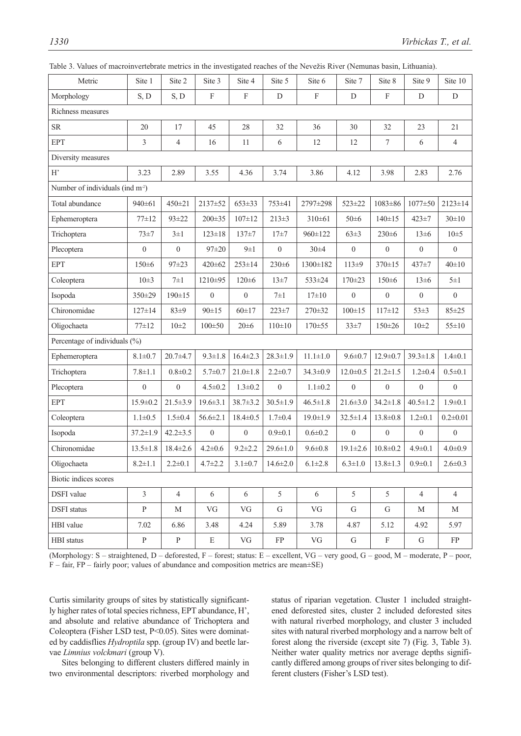Table 3. Values of macroinvertebrate metrics in the investigated reaches of the Nevežis River (Nemunas basin, Lithuania).

| Metric | Site 1 | Site 2 | Site 3 | Site 4 | Site 5 | Site 6 | Site 7 | Site 8 | Site 9 | Site 10 |
|---|---|---|---|---|---|---|---|---|---|---|
| Morphology | S, D | S, D | F | F | D | F | D | F | D | D |
| Richness measures | | | | | | | | | | |
| SR | 20 | 17 | 45 | 28 | 32 | 36 | 30 | 32 | 23 | 21 |
| EPT | 3 | 4 | 16 | 11 | 6 | 12 | 12 | 7 | 6 | 4 |
| Diversity measures | | | | | | | | | | |
| H' | 3.23 | 2.89 | 3.55 | 4.36 | 3.74 | 3.86 | 4.12 | 3.98 | 2.83 | 2.76 |
| Number of individuals (ind m$^{-2}$) | | | | | | | | | | |
| Total abundance | 940±61 | 450±21 | 2137±52 | 653±33 | 753±41 | 2797±298 | 523±22 | 1083±86 | 1077±50 | 2123±14 |
| Ephemeroptera | 77±12 | 93±22 | 200±35 | 107±12 | 213±3 | 310±61 | 50±6 | 140±15 | 423±7 | 30±10 |
| Trichoptera | 73±7 | 3±1 | 123±18 | 137±7 | 17±7 | 960±122 | 63±3 | 230±6 | 13±6 | 10±5 |
| Plecoptera | 0 | 0 | 97±20 | 9±1 | 0 | 30±4 | 0 | 0 | 0 | 0 |
| EPT | 150±6 | 97±23 | 420±62 | 253±14 | 230±6 | 1300±182 | 113±9 | 370±15 | 437±7 | 40±10 |
| Coleoptera | 10±3 | 7±1 | 1210±95 | 120±6 | 13±7 | 533±24 | 170±23 | 150±6 | 13±6 | 5±1 |
| Isopoda | 350±29 | 190±15 | 0 | 0 | 7±1 | 17±10 | 0 | 0 | 0 | 0 |
| Chironomidae | 127±14 | 83±9 | 90±15 | 60±17 | 223±7 | 270±32 | 100±15 | 117±12 | 53±3 | 85±25 |
| Oligochaeta | 77±12 | 10±2 | 100±50 | 20±6 | 110±10 | 170±55 | 33±7 | 150±26 | 10±2 | 55±10 |
| Percentage of individuals (%) | | | | | | | | | | |
| Ephemeroptera | 8.1±0.7 | 20.7±4.7 | 9.3±1.8 | 16.4±2.3 | 28.3±1.9 | 11.1±1.0 | 9.6±0.7 | 12.9±0.7 | 39.3±1.8 | 1.4±0.1 |
| Trichoptera | 7.8±1.1 | 0.8±0.2 | 5.7±0.7 | 21.0±1.8 | 2.2±0.7 | 34.3±0.9 | 12.0±0.5 | 21.2±1.5 | 1.2±0.4 | 0.5±0.1 |
| Plecoptera | 0 | 0 | 4.5±0.2 | 1.3±0.2 | 0 | 1.1±0.2 | 0 | 0 | 0 | 0 |
| EPT | 15.9±0.2 | 21.5±3.9 | 19.6±3.1 | 38.7±3.2 | 30.5±1.9 | 46.5±1.8 | 21.6±3.0 | 34.2±1.8 | 40.5±1.2 | 1.9±0.1 |
| Coleoptera | 1.1±0.5 | 1.5±0.4 | 56.6±2.1 | 18.4±0.5 | 1.7±0.4 | 19.0±1.9 | 32.5±1.4 | 13.8±0.8 | 1.2±0.1 | 0.2±0.01 |
| Isopoda | 37.2±1.9 | 42.2±3.5 | 0 | 0 | 0.9±0.1 | 0.6±0.2 | 0 | 0 | 0 | 0 |
| Chironomidae | 13.5±1.8 | 18.4±2.6 | 4.2±0.6 | 9.2±2.2 | 29.6±1.0 | 9.6±0.8 | 19.1±2.6 | 10.8±0.2 | 4.9±0.1 | 4.0±0.9 |
| Oligochaeta | 8.2±1.1 | 2.2±0.1 | 4.7±2.2 | 3.1±0.7 | 14.6±2.0 | 6.1±2.8 | 6.3±1.0 | 13.8±1.3 | 0.9±0.1 | 2.6±0.3 |
| Biotic indices scores | | | | | | | | | | |
| DSFI value | 3 | 4 | 6 | 6 | 5 | 6 | 5 | 5 | 4 | 4 |
| DSFI status | P | M | VG | VG | G | VG | G | G | M | M |
| HBI value | 7.02 | 6.86 | 3.48 | 4.24 | 5.89 | 3.78 | 4.87 | 5.12 | 4.92 | 5.97 |
| HBI status | P | P | E | VG | FP | VG | G | F | G | FP |

(Morphology: S – straightened, D – deforested, F – forest; status: E – excellent, VG – very good, G – good, M – moderate, P – poor, F – fair, FP – fairly poor; values of abundance and composition metrics are mean±SE)

Curtis similarity groups of sites by statistically significantly higher rates of total species richness, EPT abundance, H', and absolute and relative abundance of Trichoptera and Coleoptera (Fisher LSD test, $P<0.05$). Sites were dominated by caddisflies *Hydroptila* spp. (group IV) and beetle larvae *Limnius volckmari* (group V).

Sites belonging to different clusters differed mainly in two environmental descriptors: riverbed morphology and status of riparian vegetation. Cluster 1 included straightened deforested sites, cluster 2 included deforested sites with natural riverbed morphology, and cluster 3 included sites with natural riverbed morphology and a narrow belt of forest along the riverside (except site 7) (Fig. 3, Table 3). Neither water quality metrics nor average depths significantly differed among groups of river sites belonging to different clusters (Fisher's LSD test).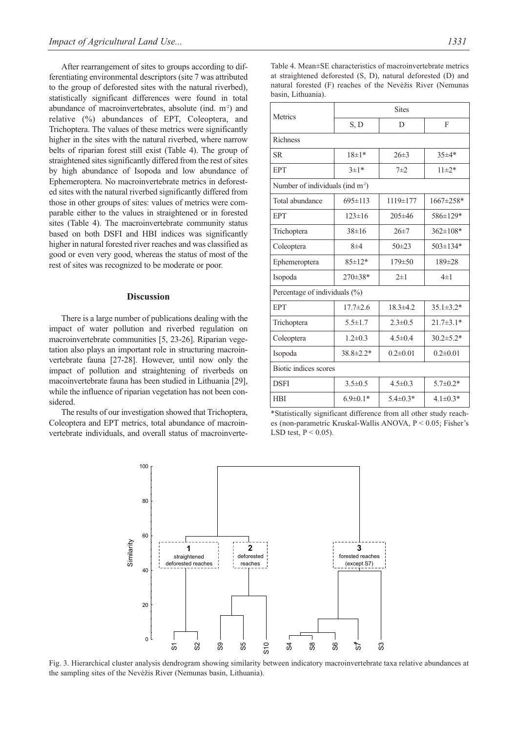After rearrangement of sites to groups according to differentiating environmental descriptors (site 7 was attributed to the group of deforested sites with the natural riverbed), statistically significant differences were found in total abundance of macroinvertebrates, absolute (ind. $m^{-2}$) and relative (%) abundances of EPT, Coleoptera, and Trichoptera. The values of these metrics were significantly higher in the sites with the natural riverbed, where narrow belts of riparian forest still exist (Table 4). The group of straightened sites significantly differed from the rest of sites by high abundance of Isopoda and low abundance of Ephemeroptera. No macroinvertebrate metrics in deforested sites with the natural riverbed significantly differed from those in other groups of sites: values of metrics were comparable either to the values in straightened or in forested sites (Table 4). The macroinvertebrate community status based on both DSFI and HBI indices was significantly higher in natural forested river reaches and was classified as good or even very good, whereas the status of most of the rest of sites was recognized to be moderate or poor.

Table 4. Mean±SE characteristics of macroinvertebrate metrics at straightened deforested (S, D), natural deforested (D) and natural forested (F) reaches of the Nevėžis River (Nemunas basin, Lithuania).

| Metrics | Sites | | |
|---|---|---|---|
| | S, D | D | F |
| Richness | | | |
| SR | 18±1* | 26±3 | 35±4* |
| EPT | 3±1* | 7±2 | 11±2* |
| Number of individuals (ind $m^{-2}$) | | | |
| Total abundance | 695±113 | 1119±177 | 1667±258* |
| EPT | 123±16 | 205±46 | 586±129* |
| Trichoptera | 38±16 | 26±7 | 362±108* |
| Coleoptera | 8±4 | 50±23 | 503±134* |
| Ephemeroptera | 85±12* | 179±50 | 189±28 |
| Isopoda | 270±38* | 2±1 | 4±1 |
| Percentage of individuals (%) | | | |
| EPT | 17.7±2.6 | 18.3±4.2 | 35.1±3.2* |
| Trichoptera | 5.5±1.7 | 2.3±0.5 | 21.7±3.1* |
| Coleoptera | 1.2±0.3 | 4.5±0.4 | 30.2±5.2* |
| Isopoda | 38.8±2.2* | 0.2±0.01 | 0.2±0.01 |
| Biotic indices scores | | | |
| DSFI | 3.5±0.5 | 4.5±0.3 | 5.7±0.2* |
| HBI | 6.9±0.1* | 5.4±0.3* | 4.1±0.3* |

*Statistically significant difference from all other study reaches (non-parametric Kruskal-Wallis ANOVA, $P < 0.05$; Fisher's LSD test, $P < 0.05$).

## Discussion

There is a large number of publications dealing with the impact of water pollution and riverbed regulation on macroinvertebrate communities [5, 23-26]. Riparian vegetation also plays an important role in structuring macroinvertebrate fauna [27-28]. However, until now only the impact of pollution and straightening of riverbeds on macoinvertebrate fauna has been studied in Lithuania [29], while the influence of riparian vegetation has not been considered.

The results of our investigation showed that Trichoptera, Coleoptera and EPT metrics, total abundance of macroinvertebrate individuals, and overall status of macroinverte-

Fig. 3. Hierarchical cluster analysis dendrogram showing similarity between indicatory macroinvertebrate taxa relative abundances at the sampling sites of the Nevėžis River (Nemunas basin, Lithuania).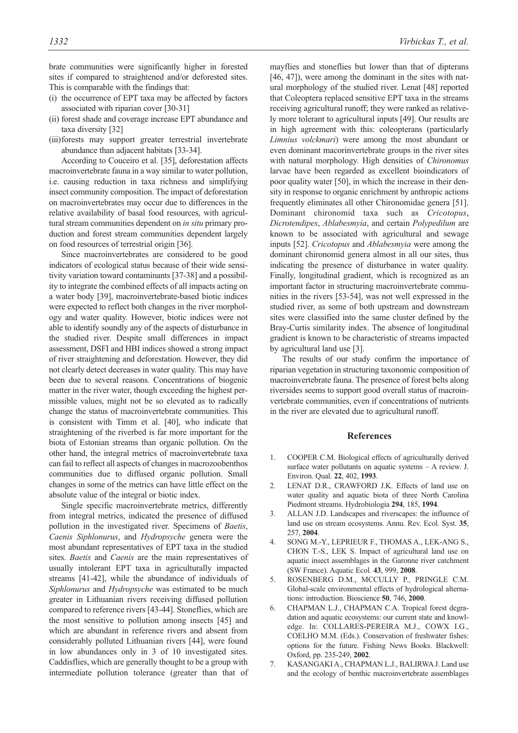brate communities were significantly higher in forested sites if compared to straightened and/or deforested sites. This is comparable with the findings that:

(i) the occurrence of EPT taxa may be affected by factors associated with riparian cover [30-31]
(ii) forest shade and coverage increase EPT abundance and taxa diversity [32]
(iii) forests may support greater terrestrial invertebrate abundance than adjacent habitats [33-34].

According to Couceiro et al. [35], deforestation affects macroinvertebrate fauna in a way similar to water pollution, i.e. causing reduction in taxa richness and simplifying insect community composition. The impact of deforestation on macroinvertebrates may occur due to differences in the relative availability of basal food resources, with agricultural stream communities dependent on *in situ* primary production and forest stream communities dependent largely on food resources of terrestrial origin [36].

Since macroinvertebrates are considered to be good indicators of ecological status because of their wide sensitivity variation toward contaminants [37-38] and a possibility to integrate the combined effects of all impacts acting on a water body [39], macroinvertebrate-based biotic indices were expected to reflect both changes in the river morphology and water quality. However, biotic indices were not able to identify soundly any of the aspects of disturbance in the studied river. Despite small differences in impact assessment, DSFI and HBI indices showed a strong impact of river straightening and deforestation. However, they did not clearly detect decreases in water quality. This may have been due to several reasons. Concentrations of biogenic matter in the river water, though exceeding the highest permissible values, might not be so elevated as to radically change the status of macroinvertebrate communities. This is consistent with Timm et al. [40], who indicate that straightening of the riverbed is far more important for the biota of Estonian streams than organic pollution. On the other hand, the integral metrics of macroinvertebrate taxa can fail to reflect all aspects of changes in macrozoobenthos communities due to diffused organic pollution. Small changes in some of the metrics can have little effect on the absolute value of the integral or biotic index.

Single specific macroinvertebrate metrics, differently from integral metrics, indicated the presence of diffused pollution in the investigated river. Specimens of *Baetis*, *Caenis Siphlonurus*, and *Hydropsyche* genera were the most abundant representatives of EPT taxa in the studied sites. *Baetis* and *Caenis* are the main representatives of usually intolerant EPT taxa in agriculturally impacted streams [41-42], while the abundance of individuals of *Siphlonurus* and *Hydropsyche* was estimated to be much greater in Lithuanian rivers receiving diffused pollution compared to reference rivers [43-44]. Stoneflies, which are the most sensitive to pollution among insects [45] and which are abundant in reference rivers and absent from considerably polluted Lithuanian rivers [44], were found in low abundances only in 3 of 10 investigated sites. Caddisflies, which are generally thought to be a group with intermediate pollution tolerance (greater than that of mayflies and stoneflies but lower than that of dipterans [46, 47]), were among the dominant in the sites with natural morphology of the studied river. Lenat [48] reported that Coleoptera replaced sensitive EPT taxa in the streams receiving agricultural runoff; they were ranked as relatively more tolerant to agricultural inputs [49]. Our results are in high agreement with this: coleopterans (particularly *Limnius volckmari*) were among the most abundant or even dominant macorinvertebrate groups in the river sites with natural morphology. High densities of *Chironomus* larvae have been regarded as excellent bioindicators of poor quality water [50], in which the increase in their density in response to organic enrichment by anthropic actions frequently eliminates all other Chironomidae genera [51]. Dominant chironomid taxa such as *Cricotopus*, *Dicrotendipes*, *Ablabesmyia*, and certain *Polypedilum* are known to be associated with agricultural and sewage inputs [52]. *Cricotopus* and *Ablabesmyia* were among the dominant chironomid genera almost in all our sites, thus indicating the presence of disturbance in water quality. Finally, longitudinal gradient, which is recognized as an important factor in structuring macroinvertebrate communities in the rivers [53-54], was not well expressed in the studied river, as some of both upstream and downstream sites were classified into the same cluster defined by the Bray-Curtis similarity index. The absence of longitudinal gradient is known to be characteristic of streams impacted by agricultural land use [3].

The results of our study confirm the importance of riparian vegetation in structuring taxonomic composition of macroinvertebrate fauna. The presence of forest belts along riversides seems to support good overall status of macroinvertebrate communities, even if concentrations of nutrients in the river are elevated due to agricultural runoff.

## References

1. COOPER C.M. Biological effects of agriculturally derived surface water pollutants on aquatic systems – A review. J. Environ. Qual. **22**, 402, **1993**.
2. LENAT D.R., CRAWFORD J.K. Effects of land use on water quality and aquatic biota of three North Carolina Piedmont streams. Hydrobiologia **294**, 185, **1994**.
3. ALLAN J.D. Landscapes and riverscapes: the influence of land use on stream ecosystems. Annu. Rev. Ecol. Syst. **35**, 257, **2004**.
4. SONG M.-Y., LEPRIEUR F., THOMAS A., LEK-ANG S., CHON T.-S., LEK S. Impact of agricultural land use on aquatic insect assemblages in the Garonne river catchment (SW France). Aquatic Ecol. **43**, 999, **2008**.
5. ROSENBERG D.M., MCCULLY P., PRINGLE C.M. Global-scale environmental effects of hydrological alternations: introduction. Bioscience **50**, 746, **2000**.
6. CHAPMAN L.J., CHAPMAN C.A. Tropical forest degradation and aquatic ecosystems: our current state and knowledge. In: COLLARES-PEREIRA M.J., COWX I.G., COELHO M.M. (Eds.). Conservation of freshwater fishes: options for the future. Fishing News Books. Blackwell: Oxford, pp. 235-249, **2002**.
7. KASANGAKI A., CHAPMAN L.J., BALIRWA J. Land use and the ecology of benthic macroinvertebrate assemblages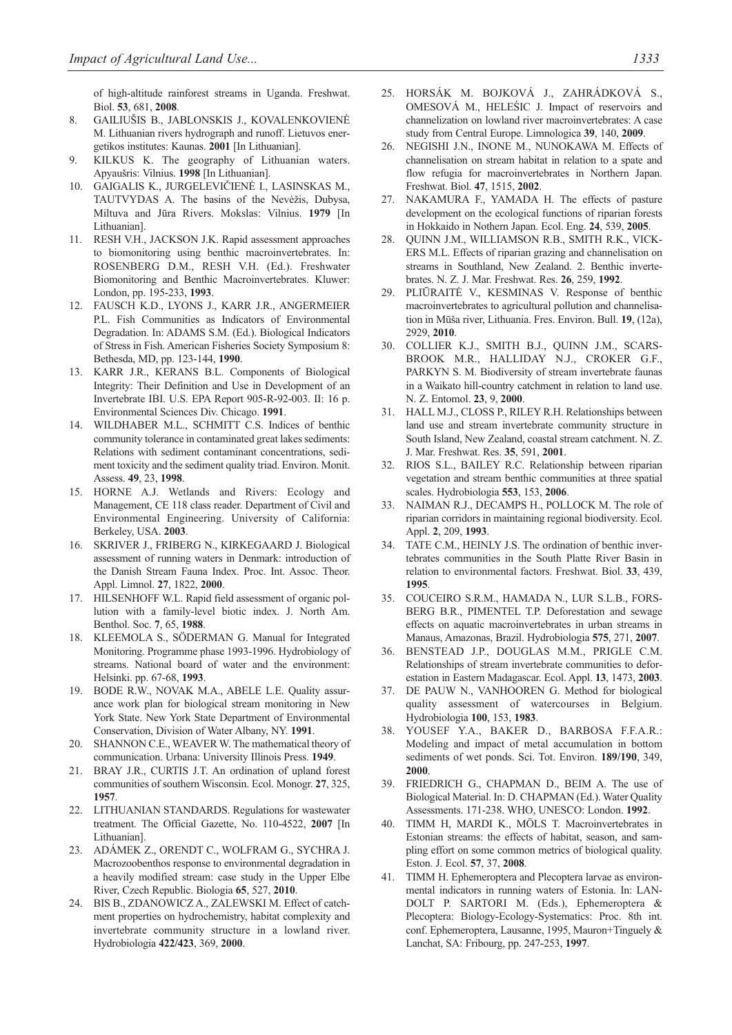of high-altitude rainforest streams in Uganda. Freshwat. Biol. **53**, 681, **2008**.

8. GAILIUŠIS B., JABLONSKIS J., KOVALENKOVIENĖ M. Lithuanian rivers hydrograph and runoff. Lietuvos energetikos institutes: Kaunas. **2001** [In Lithuanian].
9. KILKUS K. The geography of Lithuanian waters. Apyaušris: Vilnius. **1998** [In Lithuanian].
10. GAIGALIS K., JURGELEVIČIENĖ I., LASINSKAS M., TAUTVYDAS A. The basins of the Nevėžis, Dubysa, Miltuva and Jūra Rivers. Mokslas: Vilnius. **1979** [In Lithuanian].
11. RESH V.H., JACKSON J.K. Rapid assessment approaches to biomonitoring using benthic macroinvertebrates. In: ROSENBERG D.M., RESH V.H. (Ed.). Freshwater Biomonitoring and Benthic Macroinvertebrates. Kluwer: London, pp. 195-233, **1993**.
12. FAUSCH K.D., LYONS J., KARR J.R., ANGERMEIER P.L. Fish Communities as Indicators of Environmental Degradation. In: ADAMS S.M. (Ed.). Biological Indicators of Stress in Fish. American Fisheries Society Symposium 8: Bethesda, MD, pp. 123-144, **1990**.
13. KARR J.R., KERANS B.L. Components of Biological Integrity: Their Definition and Use in Development of an Invertebrate IBI. U.S. EPA Report 905-R-92-003. II: 16 p. Environmental Sciences Div. Chicago. **1991**.
14. WILDHABER M.L., SCHMITT C.S. Indices of benthic community tolerance in contaminated great lakes sediments: Relations with sediment contaminant concentrations, sediment toxicity and the sediment quality triad. Environ. Monit. Assess. **49**, 23, **1998**.
15. HORNE A.J. Wetlands and Rivers: Ecology and Management, CE 118 class reader. Department of Civil and Environmental Engineering. University of California: Berkeley, USA. **2003**.
16. SKRIVER J., FRIBERG N., KIRKEGAARD J. Biological assessment of running waters in Denmark: introduction of the Danish Stream Fauna Index. Proc. Int. Assoc. Theor. Appl. Limnol. **27**, 1822, **2000**.
17. HILSENHOFF W.L. Rapid field assessment of organic pollution with a family-level biotic index. J. North Am. Benthol. Soc. **7**, 65, **1988**.
18. KLEEMOLA S., SÖDERMAN G. Manual for Integrated Monitoring. Programme phase 1993-1996. Hydrobiology of streams. National board of water and the environment: Helsinki. pp. 67-68, **1993**.
19. BODE R.W., NOVAK M.A., ABELE L.E. Quality assurance work plan for biological stream monitoring in New York State. New York State Department of Environmental Conservation, Division of Water Albany, NY. **1991**.
20. SHANNON C.E., WEAVER W. The mathematical theory of communication. Urbana: University Illinois Press. **1949**.
21. BRAY J.R., CURTIS J.T. An ordination of upland forest communities of southern Wisconsin. Ecol. Monogr. **27**, 325, **1957**.
22. LITHUANIAN STANDARDS. Regulations for wastewater treatment. The Official Gazette, No. 110-4522, **2007** [In Lithuanian].
23. ADÁMEK Z., ORENDT C., WOLFRAM G., SYCHRA J. Macrozoobenthos response to environmental degradation in a heavily modified stream: case study in the Upper Elbe River, Czech Republic. Biologia **65**, 527, **2010**.
24. BIS B., ZDANOWICZ A., ZALEWSKI M. Effect of catchment properties on hydrochemistry, habitat complexity and invertebrate community structure in a lowland river. Hydrobiologia **422/423**, 369, **2000**.
25. HORSÁK M. BOJKOVÁ J., ZAHRÁDKOVÁ S., OMESOVÁ M., HELEŠIC J. Impact of reservoirs and channelization on lowland river macroinvertebrates: A case study from Central Europe. Limnologica **39**, 140, **2009**.
26. NEGISHI J.N., INONE M., NUNOKAWA M. Effects of channelisation on stream habitat in relation to a spate and flow refugia for macroinvertebrates in Northern Japan. Freshwat. Biol. **47**, 1515, **2002**.
27. NAKAMURA F., YAMADA H. The effects of pasture development on the ecological functions of riparian forests in Hokkaido in Nothern Japan. Ecol. Eng. **24**, 539, **2005**.
28. QUINN J.M., WILLIAMSON R.B., SMITH R.K., VICKERS M.L. Effects of riparian grazing and channelisation on streams in Southland, New Zealand. 2. Benthic invertebrates. N. Z. J. Mar. Freshwat. Res. **26**, 259, **1992**.
29. PLIŪRAITĖ V., KESMINAS V. Response of benthic macroinvertebrates to agricultural pollution and channelisation in Mūša river, Lithuania. Fres. Environ. Bull. **19**, (12a), 2929, **2010**.
30. COLLIER K.J., SMITH B.J., QUINN J.M., SCARSBROOK M.R., HALLIDAY N.J., CROKER G.F., PARKYN S. M. Biodiversity of stream invertebrate faunas in a Waikato hill-country catchment in relation to land use. N. Z. Entomol. **23**, 9, **2000**.
31. HALL M.J., CLOSS P., RILEY R.H. Relationships between land use and stream invertebrate community structure in South Island, New Zealand, coastal stream catchment. N. Z. J. Mar. Freshwat. Res. **35**, 591, **2001**.
32. RIOS S.L., BAILEY R.C. Relationship between riparian vegetation and stream benthic communities at three spatial scales. Hydrobiologia **553**, 153, **2006**.
33. NAIMAN R.J., DECAMPS H., POLLOCK M. The role of riparian corridors in maintaining regional biodiversity. Ecol. Appl. **2**, 209, **1993**.
34. TATE C.M., HEINLY J.S. The ordination of benthic invertebrates communities in the South Platte River Basin in relation to environmental factors. Freshwat. Biol. **33**, 439, **1995**.
35. COUCEIRO S.R.M., HAMADA N., LUR S.L.B., FORSBERG B.R., PIMENTEL T.P. Deforestation and sewage effects on aquatic macroinvertebrates in urban streams in Manaus, Amazonas, Brazil. Hydrobiologia **575**, 271, **2007**.
36. BENSTEAD J.P., DOUGLAS M.M., PRIGLE C.M. Relationships of stream invertebrate communities to deforestation in Eastern Madagascar. Ecol. Appl. **13**, 1473, **2003**.
37. DE PAUW N., VANHOOREN G. Method for biological quality assessment of watercourses in Belgium. Hydrobiologia **100**, 153, **1983**.
38. YOUSEF Y.A., BAKER D., BARBOSA F.F.A.R.: Modeling and impact of metal accumulation in bottom sediments of wet ponds. Sci. Tot. Environ. **189/190**, 349, **2000**.
39. FRIEDRICH G., CHAPMAN D., BEIM A. The use of Biological Material. In: D. CHAPMAN (Ed.). Water Quality Assessments. 171-238. WHO, UNESCO: London. **1992**.
40. TIMM H, MARDI K., MÖLS T. Macroinvertebrates in Estonian streams: the effects of habitat, season, and sampling effort on some common metrics of biological quality. Eston. J. Ecol. **57**, 37, **2008**.
41. TIMM H. Ephemeroptera and Plecoptera larvae as environmental indicators in running waters of Estonia. In: LANDOLT P. SARTORI M. (Eds.), Ephemeroptera & Plecoptera: Biology-Ecology-Systematics: Proc. 8th int. conf. Ephemeroptera, Lausanne, 1995, Mauron+Tinguely & Lanchat, SA: Fribourg, pp. 247-253, **1997**.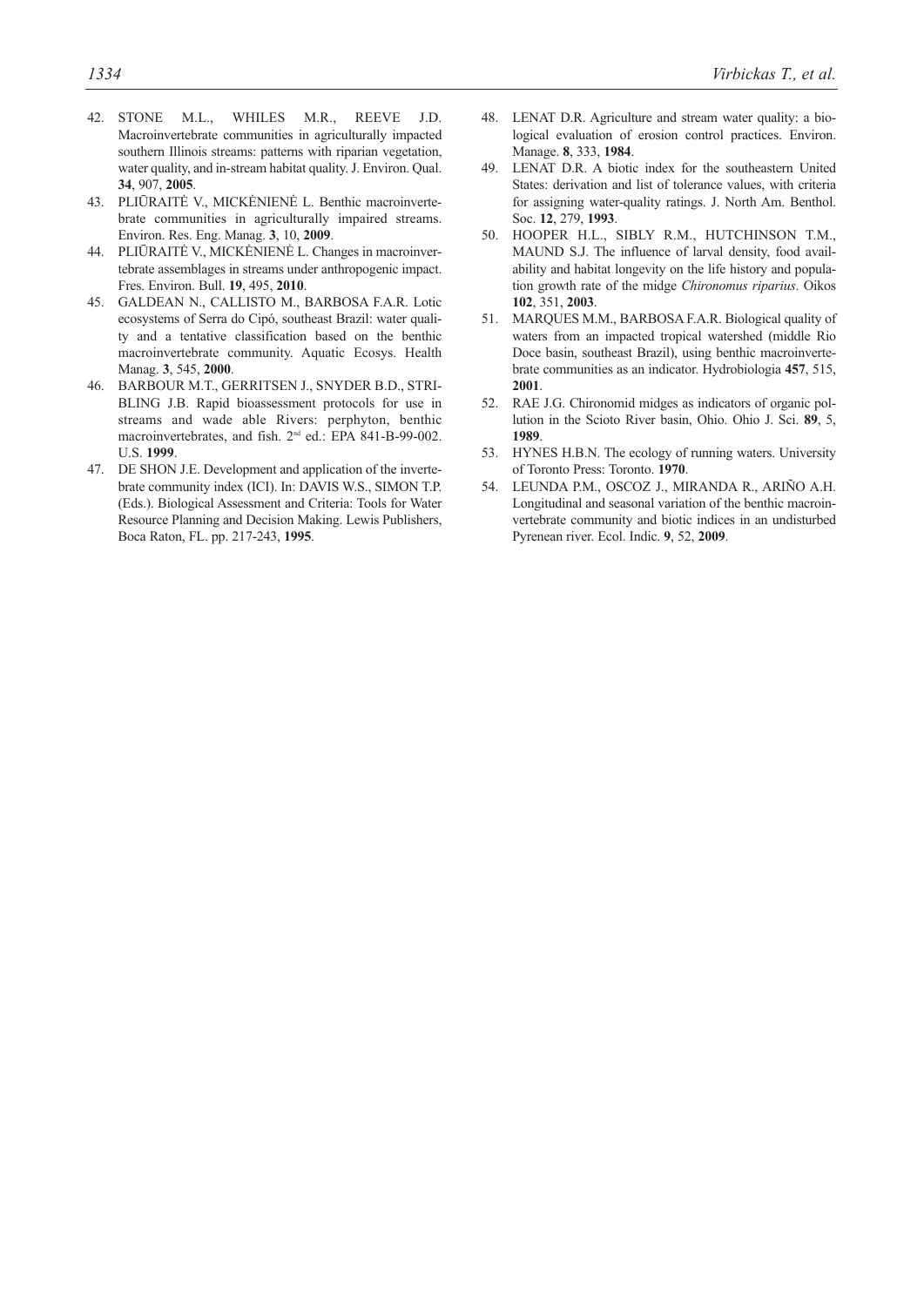42. STONE M.L., WHILES M.R., REEVE J.D. Macroinvertebrate communities in agriculturally impacted southern Illinois streams: patterns with riparian vegetation, water quality, and in-stream habitat quality. J. Environ. Qual. **34**, 907, **2005**.
43. PLIŪRAITĖ V., MICKĖNIENĖ L. Benthic macroinvertebrate communities in agriculturally impaired streams. Environ. Res. Eng. Manag. **3**, 10, **2009**.
44. PLIŪRAITĖ V., MICKĖNIENĖ L. Changes in macroinvertebrate assemblages in streams under anthropogenic impact. Fres. Environ. Bull. **19**, 495, **2010**.
45. GALDEAN N., CALLISTO M., BARBOSA F.A.R. Lotic ecosystems of Serra do Cipó, southeast Brazil: water quality and a tentative classification based on the benthic macroinvertebrate community. Aquatic Ecosys. Health Manag. **3**, 545, **2000**.
46. BARBOUR M.T., GERRITSEN J., SNYDER B.D., STRIBLING J.B. Rapid bioassessment protocols for use in streams and wade able Rivers: perphyton, benthic macroinvertebrates, and fish. 2nd ed.: EPA 841-B-99-002. U.S. **1999**.
47. DE SHON J.E. Development and application of the invertebrate community index (ICI). In: DAVIS W.S., SIMON T.P. (Eds.). Biological Assessment and Criteria: Tools for Water Resource Planning and Decision Making. Lewis Publishers, Boca Raton, FL. pp. 217-243, **1995**.
48. LENAT D.R. Agriculture and stream water quality: a biological evaluation of erosion control practices. Environ. Manage. **8**, 333, **1984**.
49. LENAT D.R. A biotic index for the southeastern United States: derivation and list of tolerance values, with criteria for assigning water-quality ratings. J. North Am. Benthol. Soc. **12**, 279, **1993**.
50. HOOPER H.L., SIBLY R.M., HUTCHINSON T.M., MAUND S.J. The influence of larval density, food availability and habitat longevity on the life history and population growth rate of the midge *Chironomus riparius*. Oikos **102**, 351, **2003**.
51. MARQUES M.M., BARBOSA F.A.R. Biological quality of waters from an impacted tropical watershed (middle Rio Doce basin, southeast Brazil), using benthic macroinvertebrate communities as an indicator. Hydrobiologia **457**, 515, **2001**.
52. RAE J.G. Chironomid midges as indicators of organic pollution in the Scioto River basin, Ohio. Ohio J. Sci. **89**, 5, **1989**.
53. HYNES H.B.N. The ecology of running waters. University of Toronto Press: Toronto. **1970**.
54. LEUNDA P.M., OSCOZ J., MIRANDA R., ARIÑO A.H. Longitudinal and seasonal variation of the benthic macroinvertebrate community and biotic indices in an undisturbed Pyrenean river. Ecol. Indic. **9**, 52, **2009**.